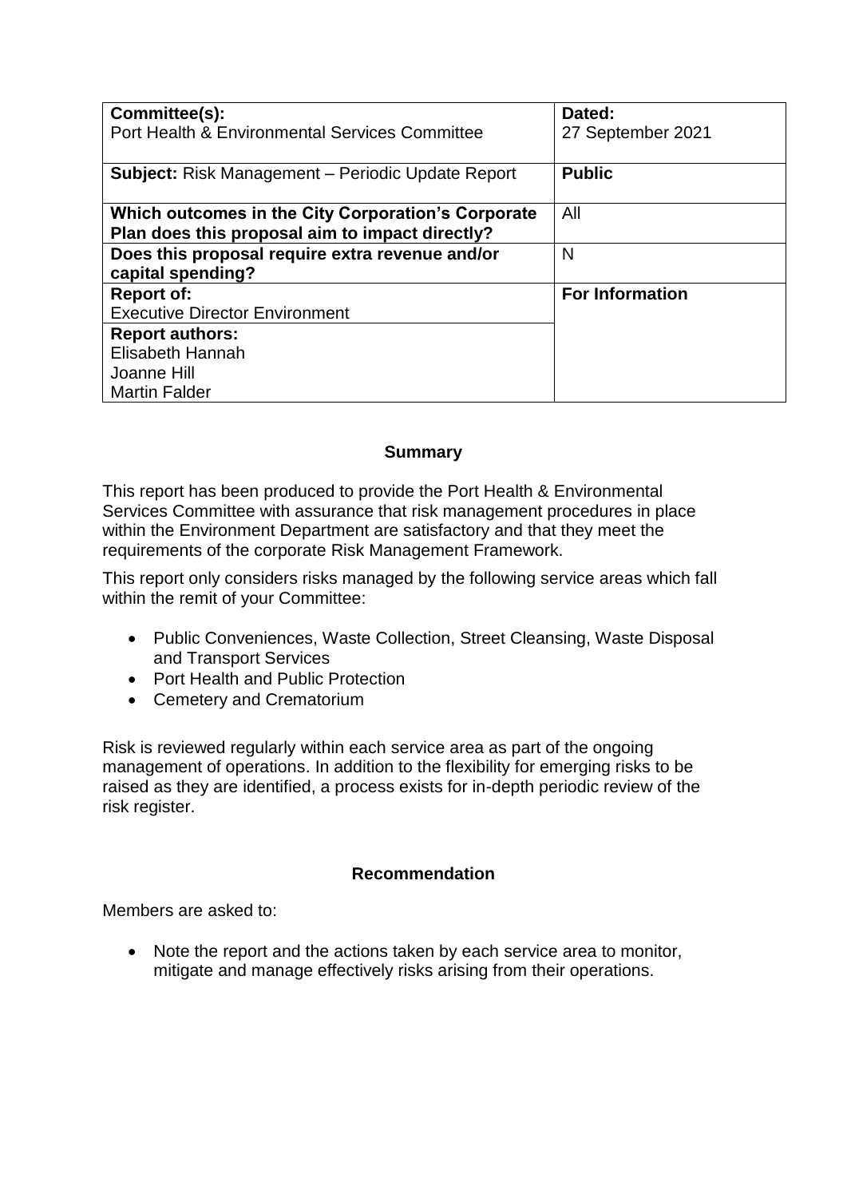| Committee(s): Port Health & Environmental Services Committee | Dated: 27 September 2021 |
|---|---|
| **Subject:** Risk Management – Periodic Update Report | **Public** |
| **Which outcomes in the City Corporation's Corporate Plan does this proposal aim to impact directly?** | All |
| **Does this proposal require extra revenue and/or capital spending?** | N |
| **Report of:** Executive Director Environment | **For Information** |
| **Report authors:** Elisabeth Hannah, Joanne Hill, Martin Falder | |

## Summary

This report has been produced to provide the Port Health & Environmental Services Committee with assurance that risk management procedures in place within the Environment Department are satisfactory and that they meet the requirements of the corporate Risk Management Framework.

This report only considers risks managed by the following service areas which fall within the remit of your Committee:

- Public Conveniences, Waste Collection, Street Cleansing, Waste Disposal and Transport Services
- Port Health and Public Protection
- Cemetery and Crematorium

Risk is reviewed regularly within each service area as part of the ongoing management of operations. In addition to the flexibility for emerging risks to be raised as they are identified, a process exists for in-depth periodic review of the risk register.

## Recommendation

Members are asked to:

- Note the report and the actions taken by each service area to monitor, mitigate and manage effectively risks arising from their operations.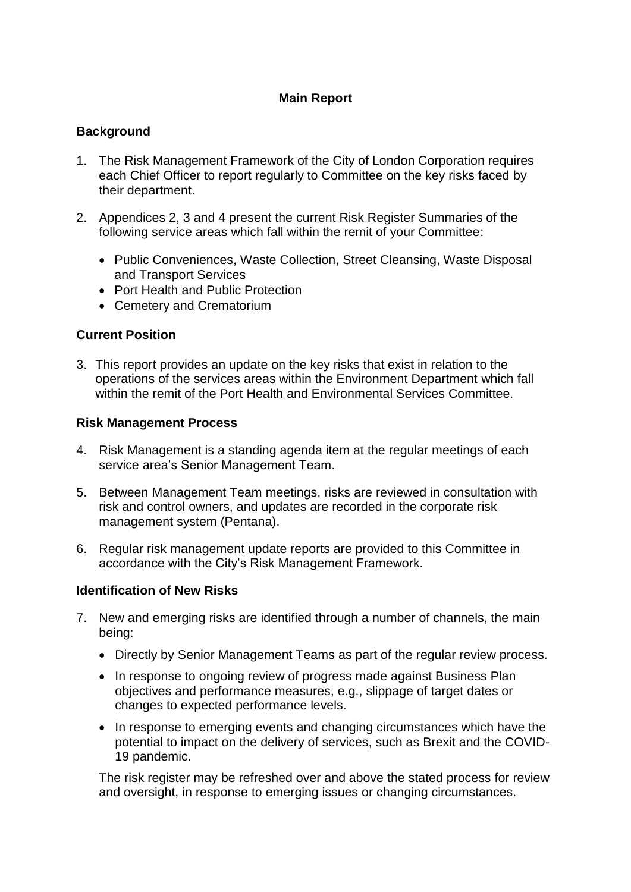## Main Report

### Background

1. The Risk Management Framework of the City of London Corporation requires each Chief Officer to report regularly to Committee on the key risks faced by their department.

2. Appendices 2, 3 and 4 present the current Risk Register Summaries of the following service areas which fall within the remit of your Committee:

   - Public Conveniences, Waste Collection, Street Cleansing, Waste Disposal and Transport Services
   - Port Health and Public Protection
   - Cemetery and Crematorium

### Current Position

3. This report provides an update on the key risks that exist in relation to the operations of the services areas within the Environment Department which fall within the remit of the Port Health and Environmental Services Committee.

### Risk Management Process

4. Risk Management is a standing agenda item at the regular meetings of each service area's Senior Management Team.

5. Between Management Team meetings, risks are reviewed in consultation with risk and control owners, and updates are recorded in the corporate risk management system (Pentana).

6. Regular risk management update reports are provided to this Committee in accordance with the City's Risk Management Framework.

### Identification of New Risks

7. New and emerging risks are identified through a number of channels, the main being:

   - Directly by Senior Management Teams as part of the regular review process.
   - In response to ongoing review of progress made against Business Plan objectives and performance measures, e.g., slippage of target dates or changes to expected performance levels.
   - In response to emerging events and changing circumstances which have the potential to impact on the delivery of services, such as Brexit and the COVID-19 pandemic.

   The risk register may be refreshed over and above the stated process for review and oversight, in response to emerging issues or changing circumstances.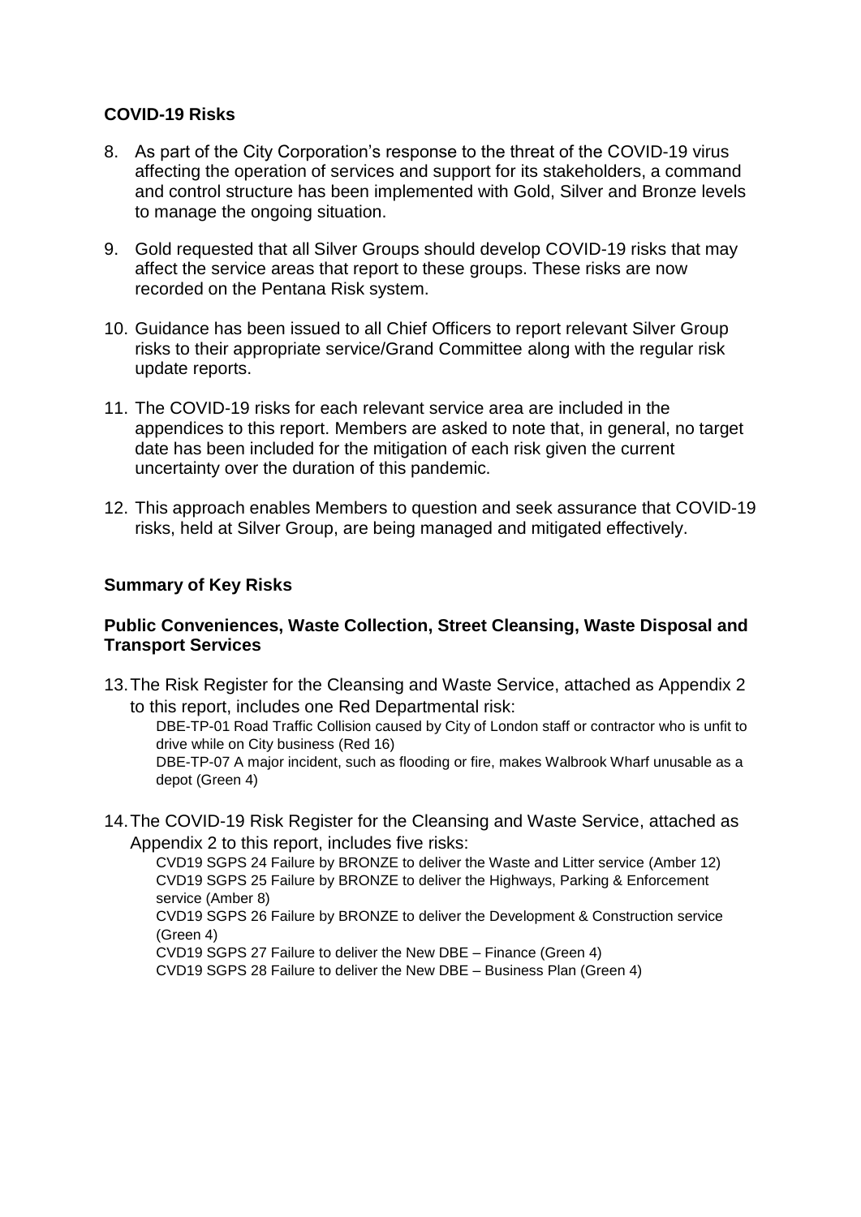### COVID-19 Risks

8. As part of the City Corporation's response to the threat of the COVID-19 virus affecting the operation of services and support for its stakeholders, a command and control structure has been implemented with Gold, Silver and Bronze levels to manage the ongoing situation.

9. Gold requested that all Silver Groups should develop COVID-19 risks that may affect the service areas that report to these groups. These risks are now recorded on the Pentana Risk system.

10. Guidance has been issued to all Chief Officers to report relevant Silver Group risks to their appropriate service/Grand Committee along with the regular risk update reports.

11. The COVID-19 risks for each relevant service area are included in the appendices to this report. Members are asked to note that, in general, no target date has been included for the mitigation of each risk given the current uncertainty over the duration of this pandemic.

12. This approach enables Members to question and seek assurance that COVID-19 risks, held at Silver Group, are being managed and mitigated effectively.

### Summary of Key Risks

### Public Conveniences, Waste Collection, Street Cleansing, Waste Disposal and Transport Services

13. The Risk Register for the Cleansing and Waste Service, attached as Appendix 2 to this report, includes one Red Departmental risk:

    DBE-TP-01 Road Traffic Collision caused by City of London staff or contractor who is unfit to drive while on City business (Red 16)

    DBE-TP-07 A major incident, such as flooding or fire, makes Walbrook Wharf unusable as a depot (Green 4)

14. The COVID-19 Risk Register for the Cleansing and Waste Service, attached as Appendix 2 to this report, includes five risks:

    CVD19 SGPS 24 Failure by BRONZE to deliver the Waste and Litter service (Amber 12)

    CVD19 SGPS 25 Failure by BRONZE to deliver the Highways, Parking & Enforcement service (Amber 8)

    CVD19 SGPS 26 Failure by BRONZE to deliver the Development & Construction service (Green 4)

    CVD19 SGPS 27 Failure to deliver the New DBE – Finance (Green 4)

    CVD19 SGPS 28 Failure to deliver the New DBE – Business Plan (Green 4)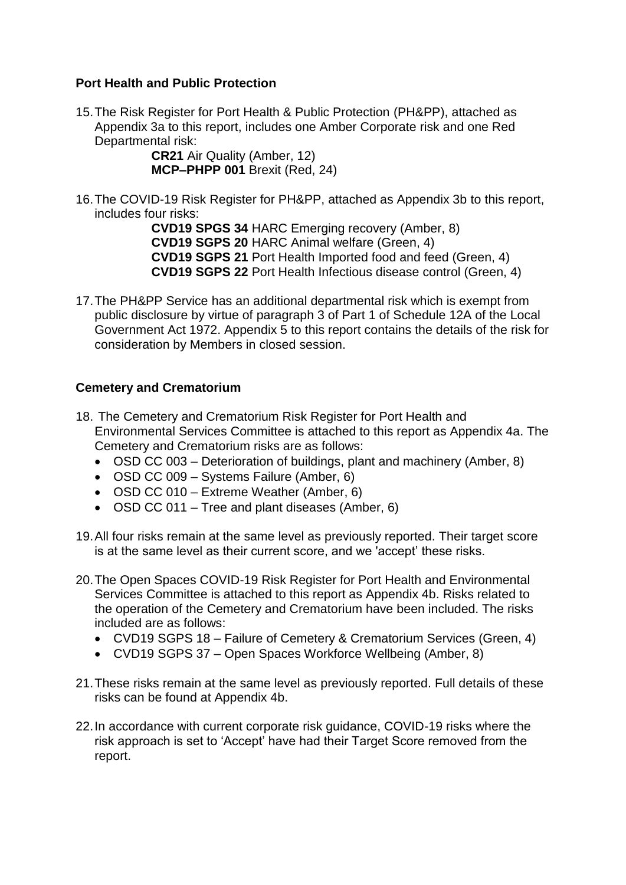**Port Health and Public Protection**

15. The Risk Register for Port Health & Public Protection (PH&PP), attached as Appendix 3a to this report, includes one Amber Corporate risk and one Red Departmental risk:

    **CR21** Air Quality (Amber, 12)
    **MCP–PHPP 001** Brexit (Red, 24)

16. The COVID-19 Risk Register for PH&PP, attached as Appendix 3b to this report, includes four risks:

    **CVD19 SPGS 34** HARC Emerging recovery (Amber, 8)
    **CVD19 SGPS 20** HARC Animal welfare (Green, 4)
    **CVD19 SGPS 21** Port Health Imported food and feed (Green, 4)
    **CVD19 SGPS 22** Port Health Infectious disease control (Green, 4)

17. The PH&PP Service has an additional departmental risk which is exempt from public disclosure by virtue of paragraph 3 of Part 1 of Schedule 12A of the Local Government Act 1972. Appendix 5 to this report contains the details of the risk for consideration by Members in closed session.

**Cemetery and Crematorium**

18. The Cemetery and Crematorium Risk Register for Port Health and Environmental Services Committee is attached to this report as Appendix 4a. The Cemetery and Crematorium risks are as follows:
    - OSD CC 003 – Deterioration of buildings, plant and machinery (Amber, 8)
    - OSD CC 009 – Systems Failure (Amber, 6)
    - OSD CC 010 – Extreme Weather (Amber, 6)
    - OSD CC 011 – Tree and plant diseases (Amber, 6)

19. All four risks remain at the same level as previously reported. Their target score is at the same level as their current score, and we 'accept' these risks.

20. The Open Spaces COVID-19 Risk Register for Port Health and Environmental Services Committee is attached to this report as Appendix 4b. Risks related to the operation of the Cemetery and Crematorium have been included. The risks included are as follows:
    - CVD19 SGPS 18 – Failure of Cemetery & Crematorium Services (Green, 4)
    - CVD19 SGPS 37 – Open Spaces Workforce Wellbeing (Amber, 8)

21. These risks remain at the same level as previously reported. Full details of these risks can be found at Appendix 4b.

22. In accordance with current corporate risk guidance, COVID-19 risks where the risk approach is set to 'Accept' have had their Target Score removed from the report.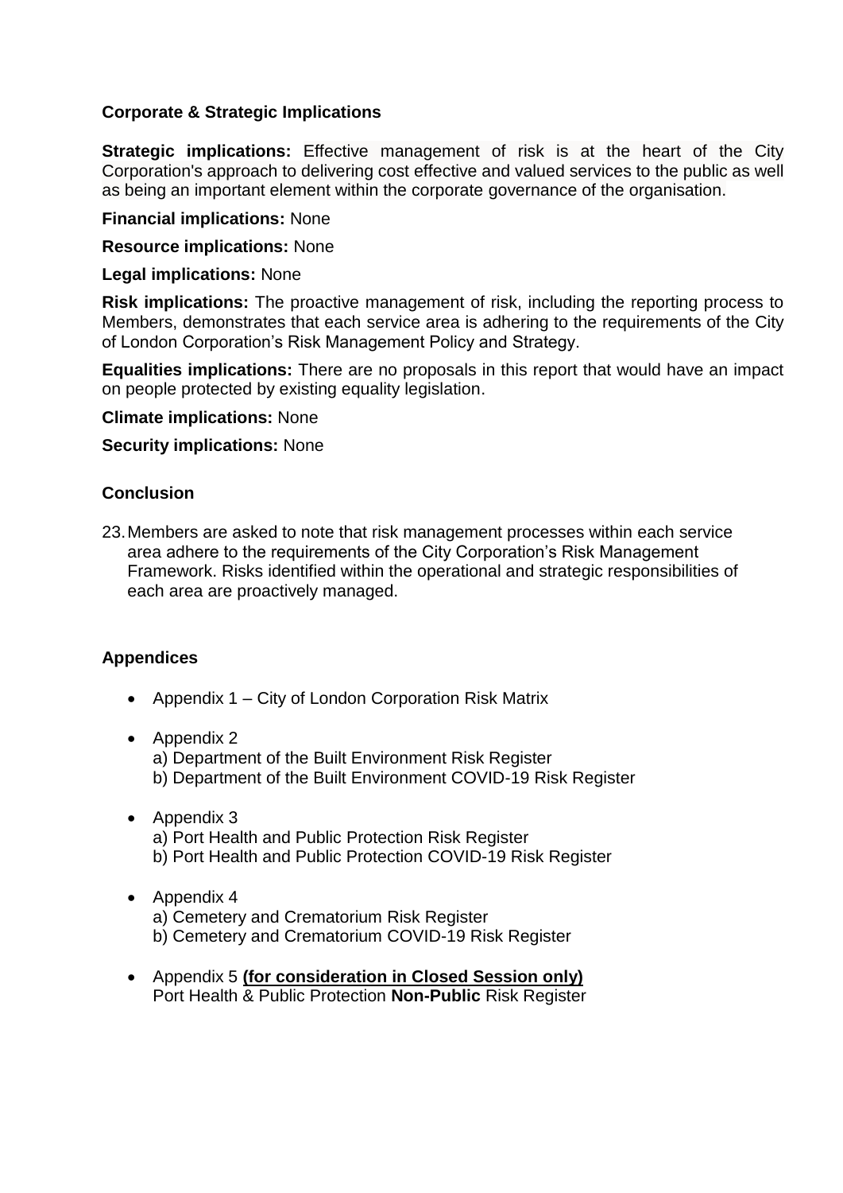**Corporate & Strategic Implications**

**Strategic implications:** Effective management of risk is at the heart of the City Corporation's approach to delivering cost effective and valued services to the public as well as being an important element within the corporate governance of the organisation.

**Financial implications:** None

**Resource implications:** None

**Legal implications:** None

**Risk implications:** The proactive management of risk, including the reporting process to Members, demonstrates that each service area is adhering to the requirements of the City of London Corporation's Risk Management Policy and Strategy.

**Equalities implications:** There are no proposals in this report that would have an impact on people protected by existing equality legislation.

**Climate implications:** None

**Security implications:** None

**Conclusion**

23. Members are asked to note that risk management processes within each service area adhere to the requirements of the City Corporation's Risk Management Framework. Risks identified within the operational and strategic responsibilities of each area are proactively managed.

**Appendices**

- Appendix 1 – City of London Corporation Risk Matrix
- Appendix 2
  a) Department of the Built Environment Risk Register
  b) Department of the Built Environment COVID-19 Risk Register
- Appendix 3
  a) Port Health and Public Protection Risk Register
  b) Port Health and Public Protection COVID-19 Risk Register
- Appendix 4
  a) Cemetery and Crematorium Risk Register
  b) Cemetery and Crematorium COVID-19 Risk Register
- Appendix 5 **<u>(for consideration in Closed Session only)</u>**
  Port Health & Public Protection **Non-Public** Risk Register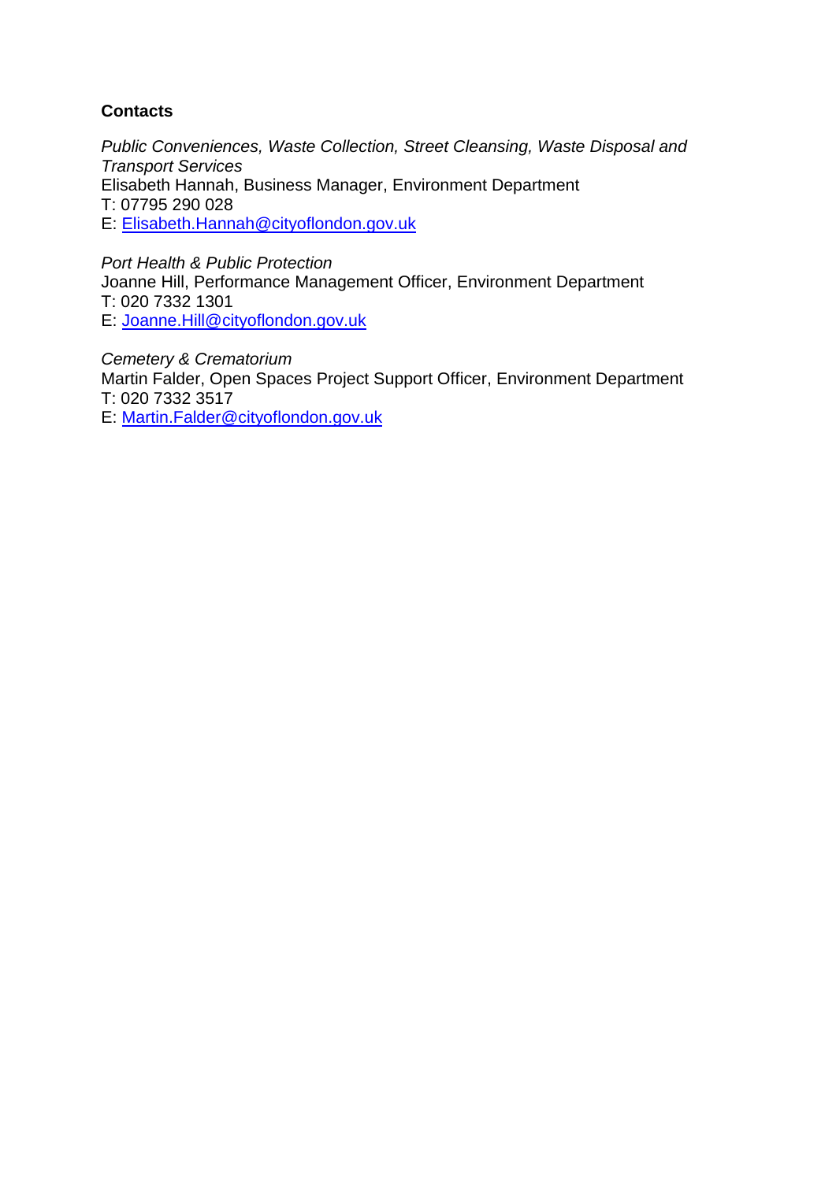**Contacts**

*Public Conveniences, Waste Collection, Street Cleansing, Waste Disposal and Transport Services*
Elisabeth Hannah, Business Manager, Environment Department
T: 07795 290 028
E: Elisabeth.Hannah@cityoflondon.gov.uk

*Port Health & Public Protection*
Joanne Hill, Performance Management Officer, Environment Department
T: 020 7332 1301
E: Joanne.Hill@cityoflondon.gov.uk

*Cemetery & Crematorium*
Martin Falder, Open Spaces Project Support Officer, Environment Department
T: 020 7332 3517
E: Martin.Falder@cityoflondon.gov.uk